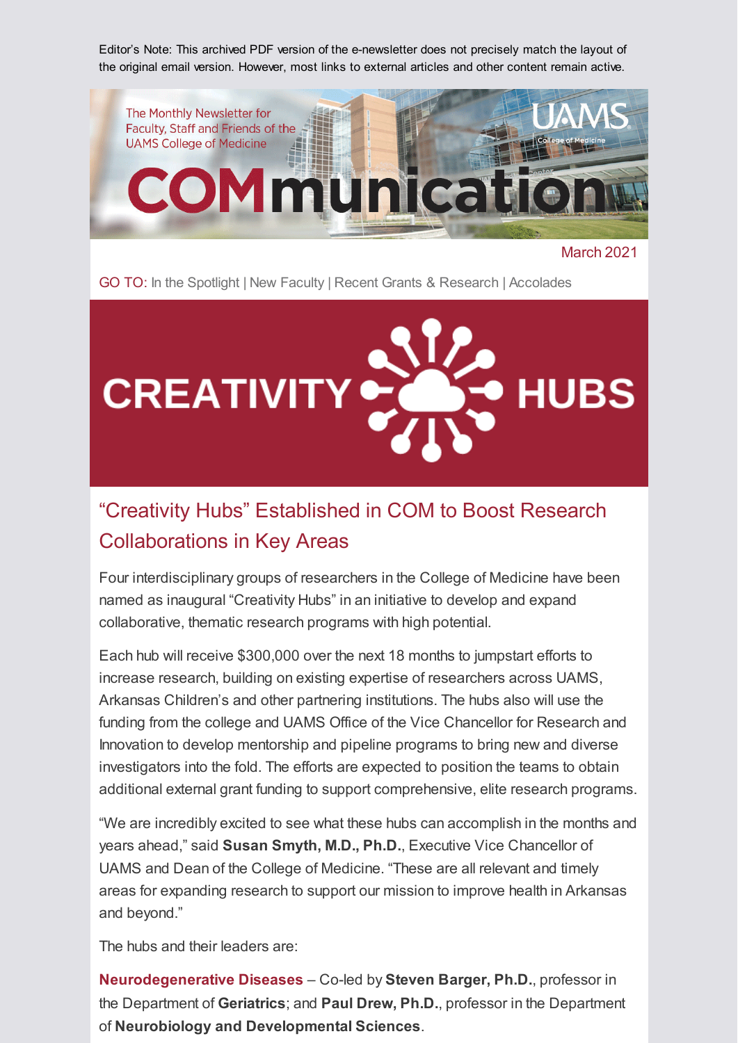Editor's Note: This archived PDF version of the e-newsletter does not precisely match the layout of the original email version. However, most links to external articles and other content remain active.

The Monthly Newsletter for Faculty, Staff and Friends of the UAMS College of Medicine

# COMmunication

March 2021

GO TO: In the Spotlight | New Faculty | Recent Grants & Research | Accolades

CREATIVITY HUBS

## "Creativity Hubs" Established in COM to Boost Research Collaborations in Key Areas

Four interdisciplinary groups of researchers in the College of Medicine have been named as inaugural "Creativity Hubs" in an initiative to develop and expand collaborative, thematic research programs with high potential.

Each hub will receive $300,000 over the next 18 months to jumpstart efforts to increase research, building on existing expertise of researchers across UAMS, Arkansas Children's and other partnering institutions. The hubs also will use the funding from the college and UAMS Office of the Vice Chancellor for Research and Innovation to develop mentorship and pipeline programs to bring new and diverse investigators into the fold. The efforts are expected to position the teams to obtain additional external grant funding to support comprehensive, elite research programs.

"We are incredibly excited to see what these hubs can accomplish in the months and years ahead," said **Susan Smyth, M.D., Ph.D.**, Executive Vice Chancellor of UAMS and Dean of the College of Medicine. "These are all relevant and timely areas for expanding research to support our mission to improve health in Arkansas and beyond."

The hubs and their leaders are:

**Neurodegenerative Diseases** – Co-led by **Steven Barger, Ph.D.**, professor in the Department of **Geriatrics**; and **Paul Drew, Ph.D.**, professor in the Department of **Neurobiology and Developmental Sciences**.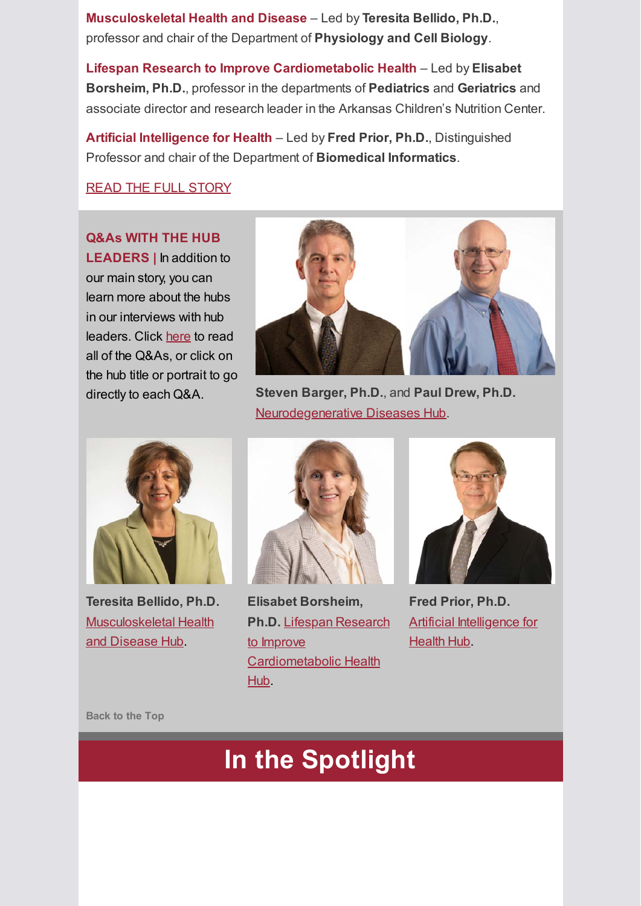**Musculoskeletal Health and Disease** – Led by **Teresita Bellido, Ph.D.**, professor and chair of the Department of **Physiology and Cell Biology**.

**Lifespan Research to Improve Cardiometabolic Health** – Led by **Elisabet Borsheim, Ph.D.**, professor in the departments of **Pediatrics** and **Geriatrics** and associate director and research leader in the Arkansas Children's Nutrition Center.

**Artificial Intelligence for Health** – Led by **Fred Prior, Ph.D.**, Distinguished Professor and chair of the Department of **Biomedical Informatics**.

READ THE FULL STORY

**Q&As WITH THE HUB LEADERS |** In addition to our main story, you can learn more about the hubs in our interviews with hub leaders. Click here to read all of the Q&As, or click on the hub title or portrait to go directly to each Q&A.

**Steven Barger, Ph.D.**, and **Paul Drew, Ph.D.** Neurodegenerative Diseases Hub.

**Teresita Bellido, Ph.D.** Musculoskeletal Health and Disease Hub.

**Elisabet Borsheim, Ph.D.** Lifespan Research to Improve Cardiometabolic Health Hub.

**Fred Prior, Ph.D.** Artificial Intelligence for Health Hub.

Back to the Top

# In the Spotlight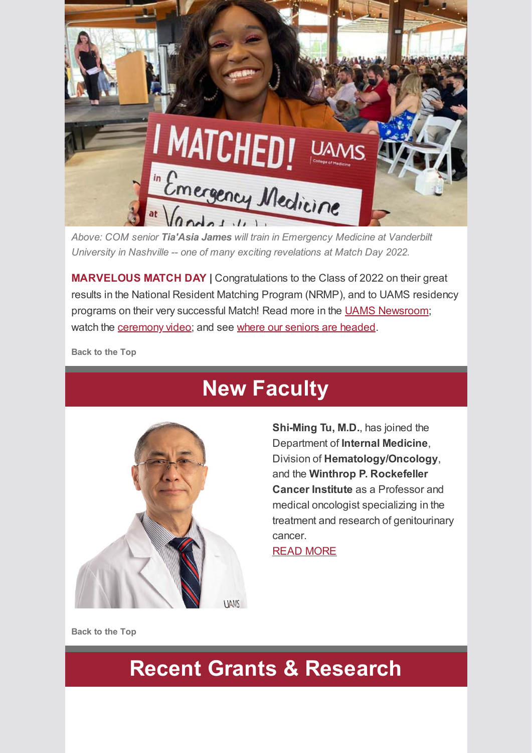*Above: COM senior **Tia'Asia James** will train in Emergency Medicine at Vanderbilt University in Nashville -- one of many exciting revelations at Match Day 2022.*

**MARVELOUS MATCH DAY |** Congratulations to the Class of 2022 on their great results in the National Resident Matching Program (NRMP), and to UAMS residency programs on their very successful Match! Read more in the UAMS Newsroom; watch the ceremony video; and see where our seniors are headed.

Back to the Top

## New Faculty

**Shi-Ming Tu, M.D.**, has joined the Department of **Internal Medicine**, Division of **Hematology/Oncology**, and the **Winthrop P. Rockefeller Cancer Institute** as a Professor and medical oncologist specializing in the treatment and research of genitourinary cancer.

READ MORE

Back to the Top

## Recent Grants & Research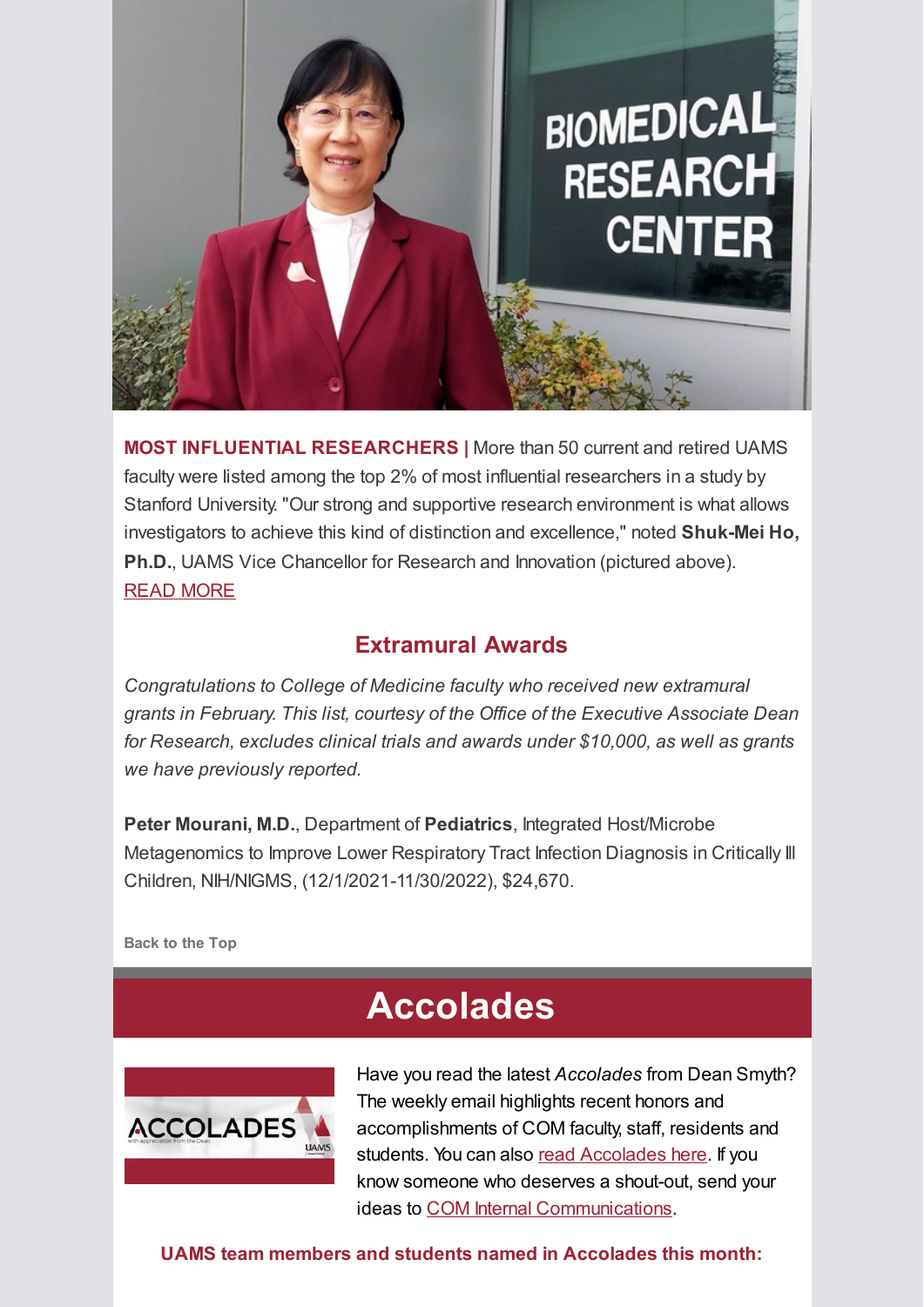**MOST INFLUENTIAL RESEARCHERS |** More than 50 current and retired UAMS faculty were listed among the top 2% of most influential researchers in a study by Stanford University. "Our strong and supportive research environment is what allows investigators to achieve this kind of distinction and excellence," noted **Shuk-Mei Ho, Ph.D.**, UAMS Vice Chancellor for Research and Innovation (pictured above). READ MORE

## Extramural Awards

*Congratulations to College of Medicine faculty who received new extramural grants in February. This list, courtesy of the Office of the Executive Associate Dean for Research, excludes clinical trials and awards under $10,000, as well as grants we have previously reported.*

**Peter Mourani, M.D.**, Department of **Pediatrics**, Integrated Host/Microbe Metagenomics to Improve Lower Respiratory Tract Infection Diagnosis in Critically Ill Children, NIH/NIGMS, (12/1/2021-11/30/2022), $24,670.

Back to the Top

# Accolades

Have you read the latest *Accolades* from Dean Smyth? The weekly email highlights recent honors and accomplishments of COM faculty, staff, residents and students. You can also read Accolades here. If you know someone who deserves a shout-out, send your ideas to COM Internal Communications.

**UAMS team members and students named in Accolades this month:**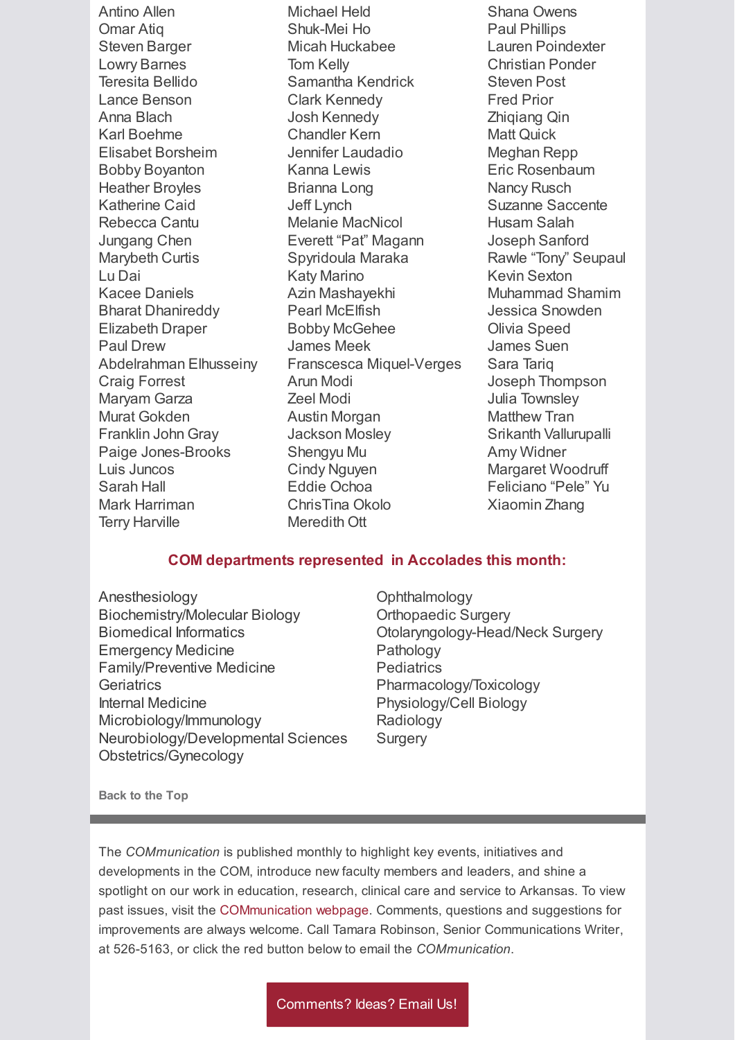Antino Allen
Omar Atiq
Steven Barger
Lowry Barnes
Teresita Bellido
Lance Benson
Anna Blach
Karl Boehme
Elisabet Borsheim
Bobby Boyanton
Heather Broyles
Katherine Caid
Rebecca Cantu
Jungang Chen
Marybeth Curtis
Lu Dai
Kacee Daniels
Bharat Dhanireddy
Elizabeth Draper
Paul Drew
Abdelrahman Elhusseiny
Craig Forrest
Maryam Garza
Murat Gokden
Franklin John Gray
Paige Jones-Brooks
Luis Juncos
Sarah Hall
Mark Harriman
Terry Harville
Michael Held
Shuk-Mei Ho
Micah Huckabee
Tom Kelly
Samantha Kendrick
Clark Kennedy
Josh Kennedy
Chandler Kern
Jennifer Laudadio
Kanna Lewis
Brianna Long
Jeff Lynch
Melanie MacNicol
Everett "Pat" Magann
Spyridoula Maraka
Katy Marino
Azin Mashayekhi
Pearl McElfish
Bobby McGehee
James Meek
Franscesca Miquel-Verges
Arun Modi
Zeel Modi
Austin Morgan
Jackson Mosley
Shengyu Mu
Cindy Nguyen
Eddie Ochoa
ChrisTina Okolo
Meredith Ott
Shana Owens
Paul Phillips
Lauren Poindexter
Christian Ponder
Steven Post
Fred Prior
Zhiqiang Qin
Matt Quick
Meghan Repp
Eric Rosenbaum
Nancy Rusch
Suzanne Saccente
Husam Salah
Joseph Sanford
Rawle "Tony" Seupaul
Kevin Sexton
Muhammad Shamim
Jessica Snowden
Olivia Speed
James Suen
Sara Tariq
Joseph Thompson
Julia Townsley
Matthew Tran
Srikanth Vallurupalli
Amy Widner
Margaret Woodruff
Feliciano "Pele" Yu
Xiaomin Zhang

## COM departments represented in Accolades this month:

Anesthesiology
Biochemistry/Molecular Biology
Biomedical Informatics
Emergency Medicine
Family/Preventive Medicine
Geriatrics
Internal Medicine
Microbiology/Immunology
Neurobiology/Developmental Sciences
Obstetrics/Gynecology
Ophthalmology
Orthopaedic Surgery
Otolaryngology-Head/Neck Surgery
Pathology
Pediatrics
Pharmacology/Toxicology
Physiology/Cell Biology
Radiology
Surgery

**Back to the Top**

---

The *COMmunication* is published monthly to highlight key events, initiatives and developments in the COM, introduce new faculty members and leaders, and shine a spotlight on our work in education, research, clinical care and service to Arkansas. To view past issues, visit the COMmunication webpage. Comments, questions and suggestions for improvements are always welcome. Call Tamara Robinson, Senior Communications Writer, at 526-5163, or click the red button below to email the *COMmunication*.

Comments? Ideas? Email Us!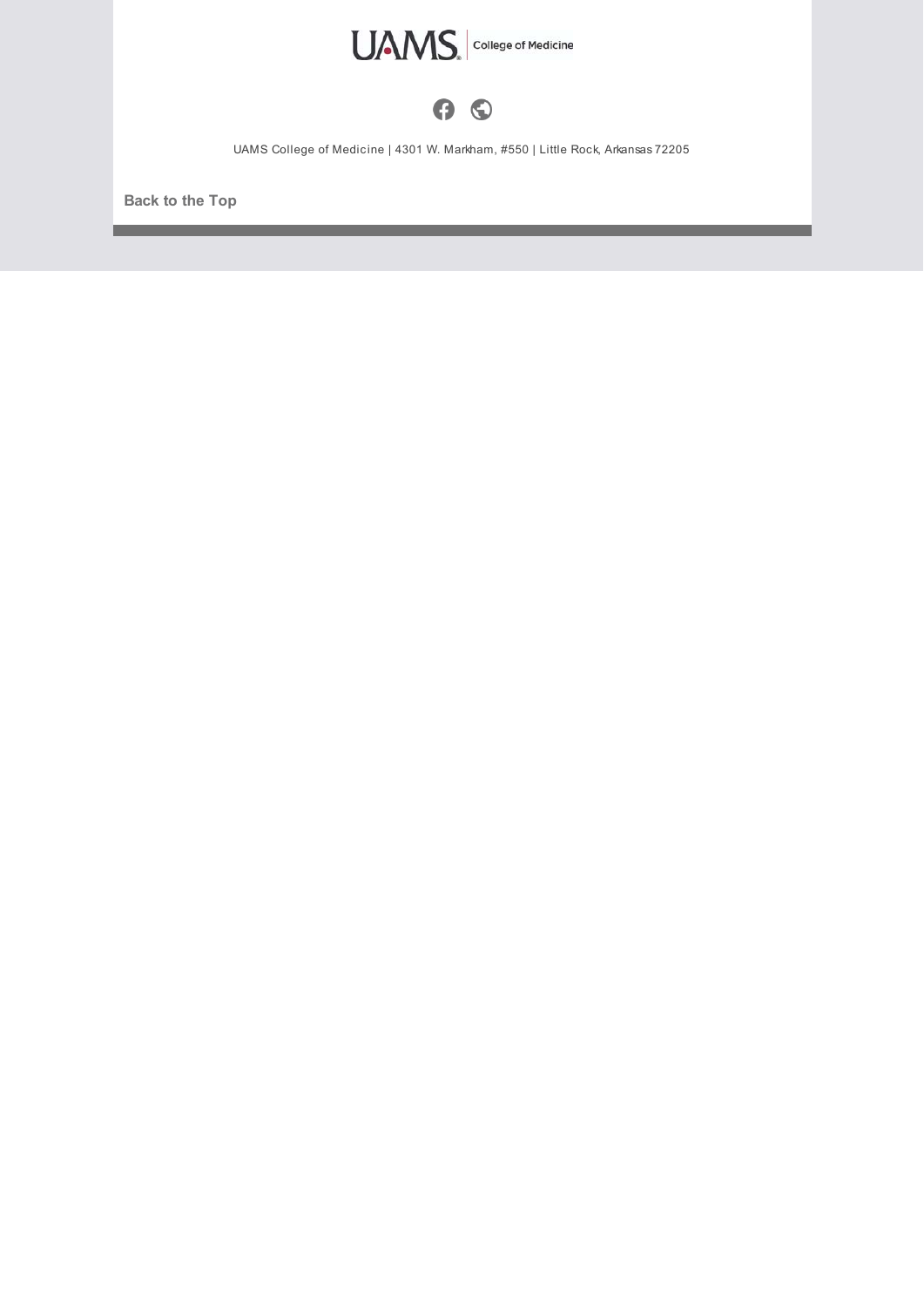UAMS | College of Medicine

UAMS College of Medicine | 4301 W. Markham, #550 | Little Rock, Arkansas 72205

**Back to the Top**